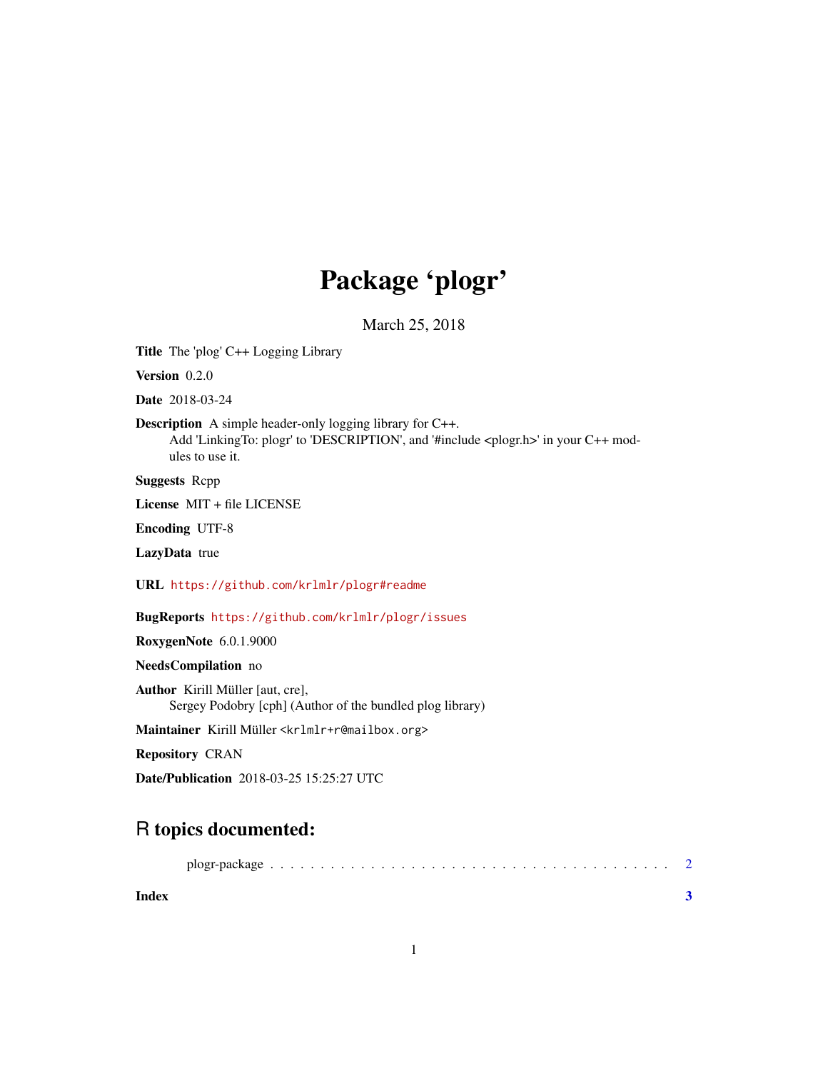# Package 'plogr'

March 25, 2018

**Title** The 'plog' C++ Logging Library

**Version** 0.2.0

**Date** 2018-03-24

**Description** A simple header-only logging library for C++.
Add 'LinkingTo: plogr' to 'DESCRIPTION', and '#include <plogr.h>' in your C++ modules to use it.

**Suggests** Rcpp

**License** MIT + file LICENSE

**Encoding** UTF-8

**LazyData** true

**URL** https://github.com/krlmlr/plogr#readme

**BugReports** https://github.com/krlmlr/plogr/issues

**RoxygenNote** 6.0.1.9000

**NeedsCompilation** no

**Author** Kirill Müller [aut, cre],
Sergey Podobry [cph] (Author of the bundled plog library)

**Maintainer** Kirill Müller <krlmlr+r@mailbox.org>

**Repository** CRAN

**Date/Publication** 2018-03-25 15:25:27 UTC

## R topics documented:

plogr-package . . . . . . . . . . . . . . . . . . . . . . . . . . . . . . . . . . . . . . . 2

**Index** **3**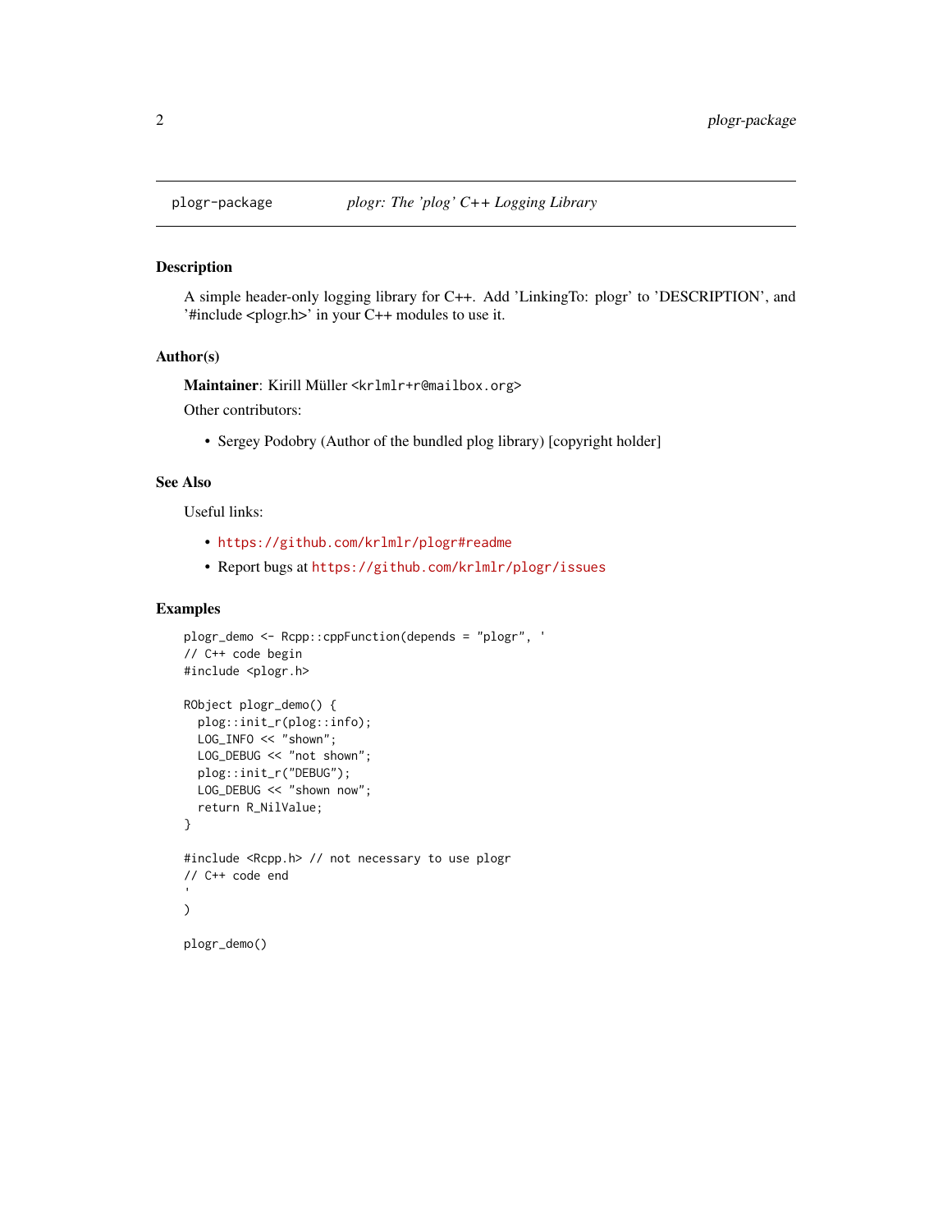## plogr-package — *plogr: The 'plog' C++ Logging Library*

### Description

A simple header-only logging library for C++. Add 'LinkingTo: plogr' to 'DESCRIPTION', and '#include <plogr.h>' in your C++ modules to use it.

### Author(s)

**Maintainer**: Kirill Müller <krlmlr+r@mailbox.org>

Other contributors:

- Sergey Podobry (Author of the bundled plog library) [copyright holder]

### See Also

Useful links:

- https://github.com/krlmlr/plogr#readme
- Report bugs at https://github.com/krlmlr/plogr/issues

### Examples

```
plogr_demo <- Rcpp::cppFunction(depends = "plogr", '
// C++ code begin
#include <plogr.h>

RObject plogr_demo() {
  plog::init_r(plog::info);
  LOG_INFO << "shown";
  LOG_DEBUG << "not shown";
  plog::init_r("DEBUG");
  LOG_DEBUG << "shown now";
  return R_NilValue;
}

#include <Rcpp.h> // not necessary to use plogr
// C++ code end
'
)

plogr_demo()
```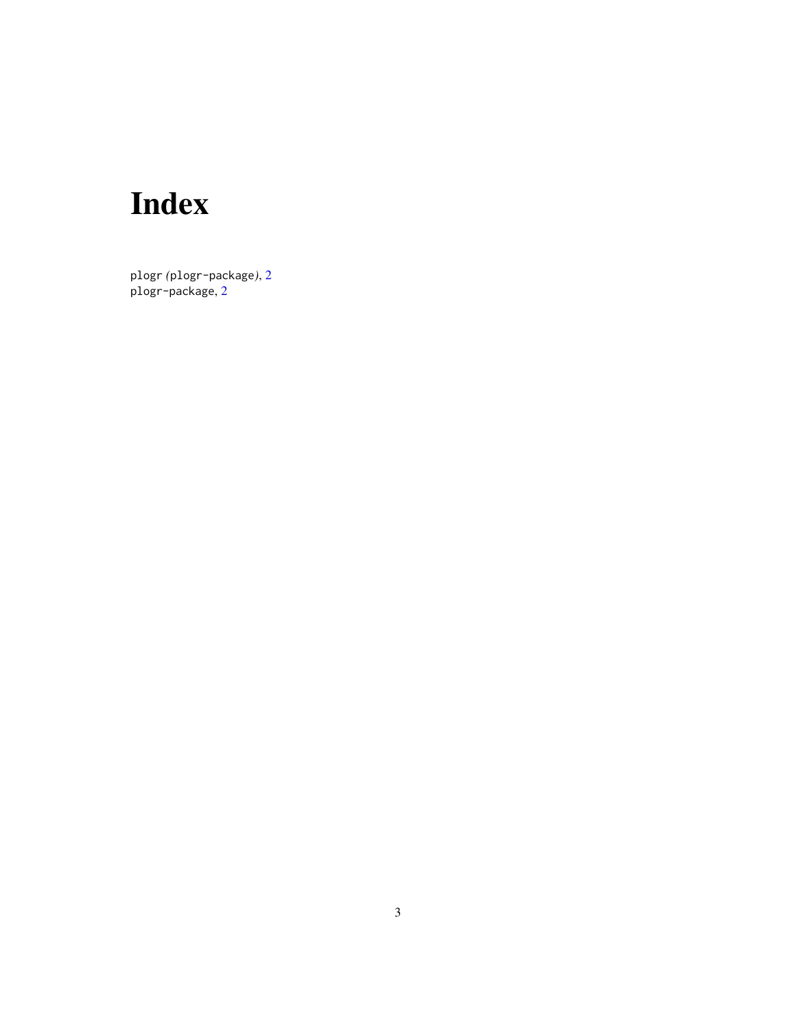# Index

plogr (plogr-package), 2
plogr-package, 2